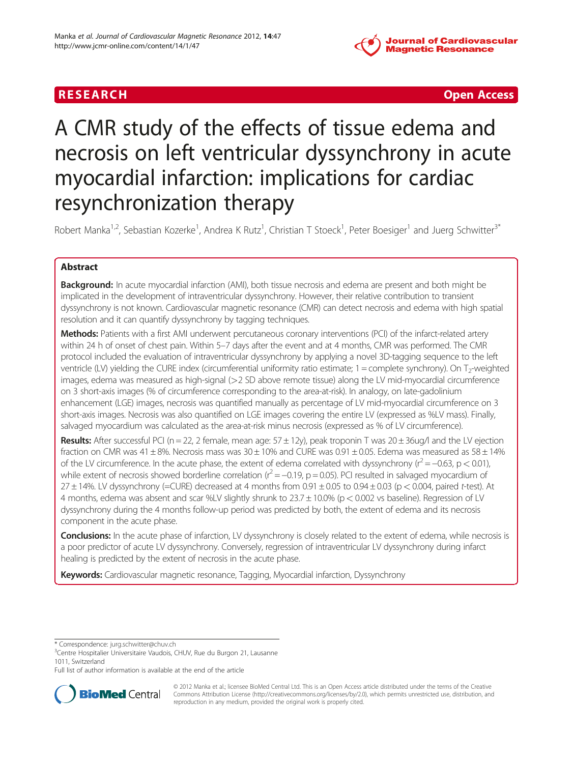RESEARCH **Open Access**

# A CMR study of the effects of tissue edema and necrosis on left ventricular dyssynchrony in acute myocardial infarction: implications for cardiac resynchronization therapy

Robert Manka[1,2], Sebastian Kozerke[1], Andrea K Rutz[1], Christian T Stoeck[1], Peter Boesiger[1] and Juerg Schwitter[3*]

## Abstract

**Background:** In acute myocardial infarction (AMI), both tissue necrosis and edema are present and both might be implicated in the development of intraventricular dyssynchrony. However, their relative contribution to transient dyssynchrony is not known. Cardiovascular magnetic resonance (CMR) can detect necrosis and edema with high spatial resolution and it can quantify dyssynchrony by tagging techniques.

**Methods:** Patients with a first AMI underwent percutaneous coronary interventions (PCI) of the infarct-related artery within 24 h of onset of chest pain. Within 5–7 days after the event and at 4 months, CMR was performed. The CMR protocol included the evaluation of intraventricular dyssynchrony by applying a novel 3D-tagging sequence to the left ventricle (LV) yielding the CURE index (circumferential uniformity ratio estimate; 1 = complete synchrony). On $T_2$-weighted images, edema was measured as high-signal (>2 SD above remote tissue) along the LV mid-myocardial circumference on 3 short-axis images (% of circumference corresponding to the area-at-risk). In analogy, on late-gadolinium enhancement (LGE) images, necrosis was quantified manually as percentage of LV mid-myocardial circumference on 3 short-axis images. Necrosis was also quantified on LGE images covering the entire LV (expressed as %LV mass). Finally, salvaged myocardium was calculated as the area-at-risk minus necrosis (expressed as % of LV circumference).

**Results:** After successful PCI (n = 22, 2 female, mean age: 57 ± 12y), peak troponin T was 20 ± 36ug/l and the LV ejection fraction on CMR was 41 ± 8%. Necrosis mass was 30 ± 10% and CURE was 0.91 ± 0.05. Edema was measured as 58 ± 14% of the LV circumference. In the acute phase, the extent of edema correlated with dyssynchrony ($r^2 = -0.63$, $p < 0.01$), while extent of necrosis showed borderline correlation ($r^2 = -0.19$, $p = 0.05$). PCI resulted in salvaged myocardium of 27 ± 14%. LV dyssynchrony (=CURE) decreased at 4 months from 0.91 ± 0.05 to 0.94 ± 0.03 ($p < 0.004$, paired *t*-test). At 4 months, edema was absent and scar %LV slightly shrunk to 23.7 ± 10.0% ($p < 0.002$ vs baseline). Regression of LV dyssynchrony during the 4 months follow-up period was predicted by both, the extent of edema and its necrosis component in the acute phase.

**Conclusions:** In the acute phase of infarction, LV dyssynchrony is closely related to the extent of edema, while necrosis is a poor predictor of acute LV dyssynchrony. Conversely, regression of intraventricular LV dyssynchrony during infarct healing is predicted by the extent of necrosis in the acute phase.

**Keywords:** Cardiovascular magnetic resonance, Tagging, Myocardial infarction, Dyssynchrony

---

* Correspondence: jurg.schwitter@chuv.ch
[3]Centre Hospitalier Universitaire Vaudois, CHUV, Rue du Burgon 21, Lausanne 1011, Switzerland
Full list of author information is available at the end of the article

© 2012 Manka et al.; licensee BioMed Central Ltd. This is an Open Access article distributed under the terms of the Creative Commons Attribution License (http://creativecommons.org/licenses/by/2.0), which permits unrestricted use, distribution, and reproduction in any medium, provided the original work is properly cited.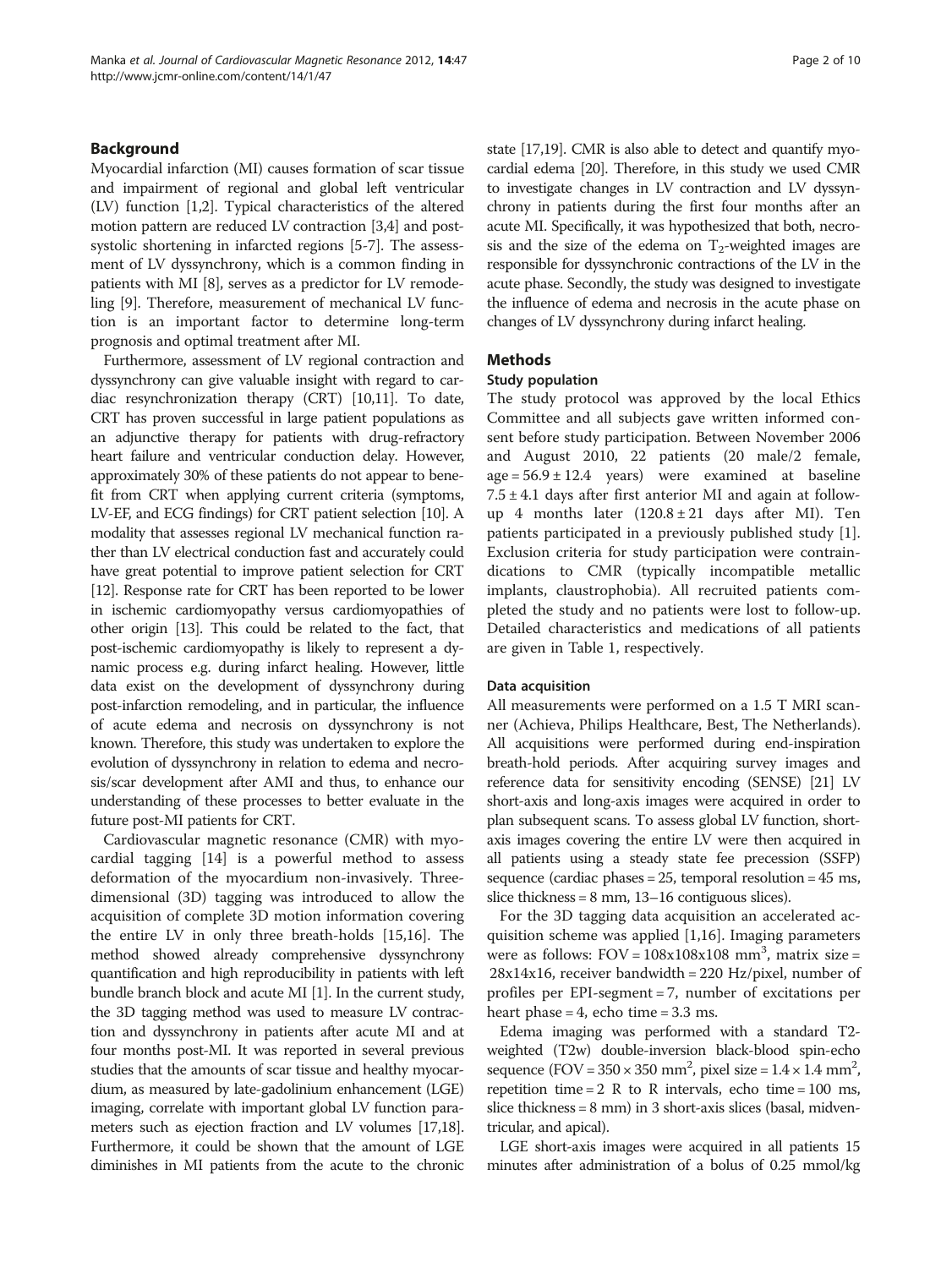## Background

Myocardial infarction (MI) causes formation of scar tissue and impairment of regional and global left ventricular (LV) function [1,2]. Typical characteristics of the altered motion pattern are reduced LV contraction [3,4] and post-systolic shortening in infarcted regions [5-7]. The assessment of LV dyssynchrony, which is a common finding in patients with MI [8], serves as a predictor for LV remodeling [9]. Therefore, measurement of mechanical LV function is an important factor to determine long-term prognosis and optimal treatment after MI.

Furthermore, assessment of LV regional contraction and dyssynchrony can give valuable insight with regard to cardiac resynchronization therapy (CRT) [10,11]. To date, CRT has proven successful in large patient populations as an adjunctive therapy for patients with drug-refractory heart failure and ventricular conduction delay. However, approximately 30% of these patients do not appear to benefit from CRT when applying current criteria (symptoms, LV-EF, and ECG findings) for CRT patient selection [10]. A modality that assesses regional LV mechanical function rather than LV electrical conduction fast and accurately could have great potential to improve patient selection for CRT [12]. Response rate for CRT has been reported to be lower in ischemic cardiomyopathy versus cardiomyopathies of other origin [13]. This could be related to the fact, that post-ischemic cardiomyopathy is likely to represent a dynamic process e.g. during infarct healing. However, little data exist on the development of dyssynchrony during post-infarction remodeling, and in particular, the influence of acute edema and necrosis on dyssynchrony is not known. Therefore, this study was undertaken to explore the evolution of dyssynchrony in relation to edema and necrosis/scar development after AMI and thus, to enhance our understanding of these processes to better evaluate in the future post-MI patients for CRT.

Cardiovascular magnetic resonance (CMR) with myocardial tagging [14] is a powerful method to assess deformation of the myocardium non-invasively. Three-dimensional (3D) tagging was introduced to allow the acquisition of complete 3D motion information covering the entire LV in only three breath-holds [15,16]. The method showed already comprehensive dyssynchrony quantification and high reproducibility in patients with left bundle branch block and acute MI [1]. In the current study, the 3D tagging method was used to measure LV contraction and dyssynchrony in patients after acute MI and at four months post-MI. It was reported in several previous studies that the amounts of scar tissue and healthy myocardium, as measured by late-gadolinium enhancement (LGE) imaging, correlate with important global LV function parameters such as ejection fraction and LV volumes [17,18]. Furthermore, it could be shown that the amount of LGE diminishes in MI patients from the acute to the chronic state [17,19]. CMR is also able to detect and quantify myocardial edema [20]. Therefore, in this study we used CMR to investigate changes in LV contraction and LV dyssynchrony in patients during the first four months after an acute MI. Specifically, it was hypothesized that both, necrosis and the size of the edema on $T_2$-weighted images are responsible for dyssynchronic contractions of the LV in the acute phase. Secondly, the study was designed to investigate the influence of edema and necrosis in the acute phase on changes of LV dyssynchrony during infarct healing.

## Methods

### Study population

The study protocol was approved by the local Ethics Committee and all subjects gave written informed consent before study participation. Between November 2006 and August 2010, 22 patients (20 male/2 female, age = 56.9 ± 12.4 years) were examined at baseline 7.5 ± 4.1 days after first anterior MI and again at follow-up 4 months later (120.8 ± 21 days after MI). Ten patients participated in a previously published study [1]. Exclusion criteria for study participation were contraindications to CMR (typically incompatible metallic implants, claustrophobia). All recruited patients completed the study and no patients were lost to follow-up. Detailed characteristics and medications of all patients are given in Table 1, respectively.

#### Data acquisition

All measurements were performed on a 1.5 T MRI scanner (Achieva, Philips Healthcare, Best, The Netherlands). All acquisitions were performed during end-inspiration breath-hold periods. After acquiring survey images and reference data for sensitivity encoding (SENSE) [21] LV short-axis and long-axis images were acquired in order to plan subsequent scans. To assess global LV function, short-axis images covering the entire LV were then acquired in all patients using a steady state fee precession (SSFP) sequence (cardiac phases = 25, temporal resolution = 45 ms, slice thickness = 8 mm, 13–16 contiguous slices).

For the 3D tagging data acquisition an accelerated acquisition scheme was applied [1,16]. Imaging parameters were as follows: FOV = 108x108x108 $mm^3$, matrix size = 28x14x16, receiver bandwidth = 220 Hz/pixel, number of profiles per EPI-segment = 7, number of excitations per heart phase = 4, echo time = 3.3 ms.

Edema imaging was performed with a standard T2-weighted (T2w) double-inversion black-blood spin-echo sequence (FOV = 350 × 350 $mm^2$, pixel size = 1.4 × 1.4 $mm^2$, repetition time = 2 R to R intervals, echo time = 100 ms, slice thickness = 8 mm) in 3 short-axis slices (basal, midventricular, and apical).

LGE short-axis images were acquired in all patients 15 minutes after administration of a bolus of 0.25 mmol/kg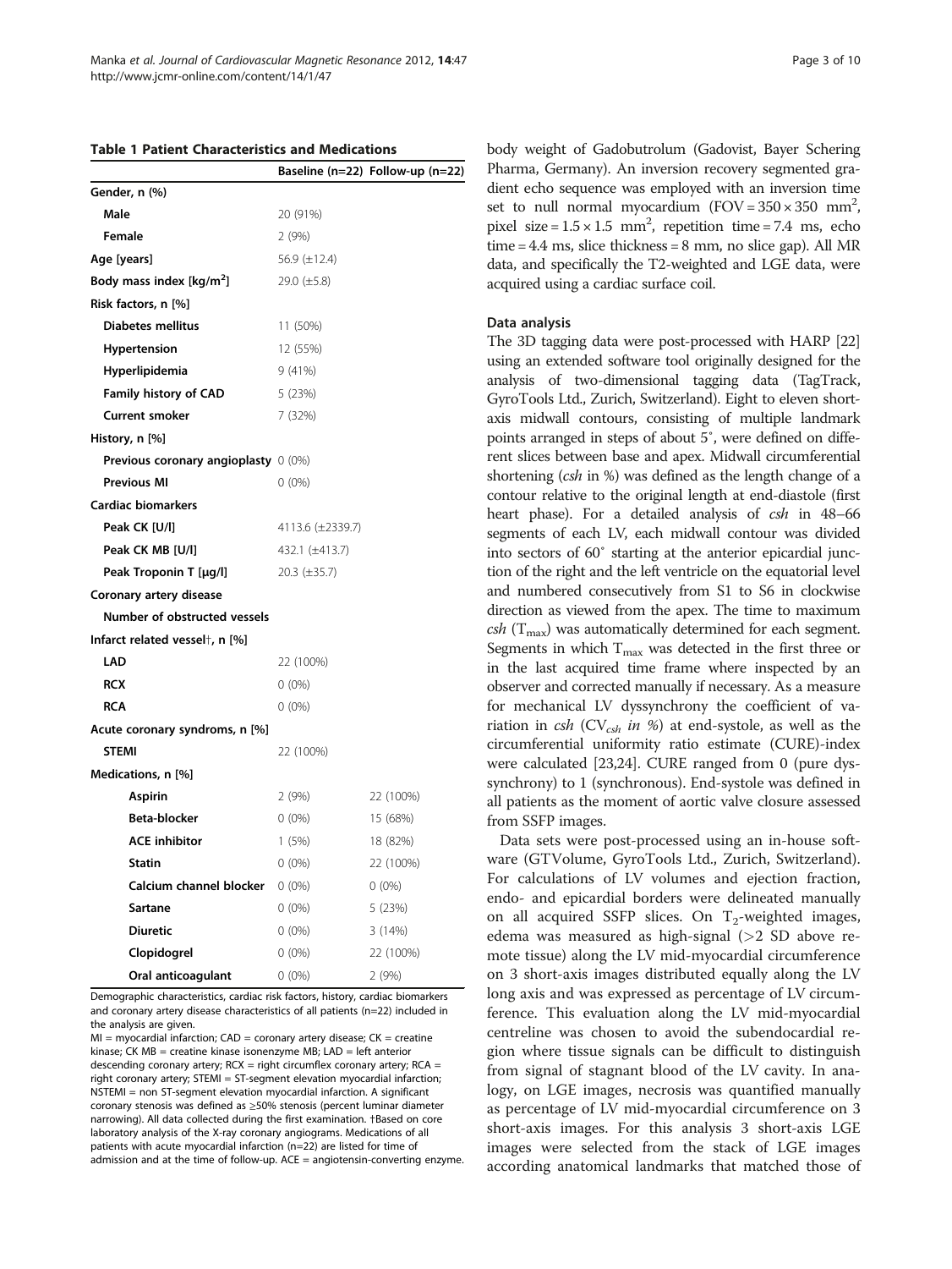**Table 1 Patient Characteristics and Medications**

| | Baseline (n=22) | Follow-up (n=22) |
|---|---|---|
| **Gender, n (%)** | | |
| **Male** | 20 (91%) | |
| **Female** | 2 (9%) | |
| **Age [years]** | 56.9 (±12.4) | |
| **Body mass index [kg/m²]** | 29.0 (±5.8) | |
| **Risk factors, n [%]** | | |
| **Diabetes mellitus** | 11 (50%) | |
| **Hypertension** | 12 (55%) | |
| **Hyperlipidemia** | 9 (41%) | |
| **Family history of CAD** | 5 (23%) | |
| **Current smoker** | 7 (32%) | |
| **History, n [%]** | | |
| **Previous coronary angioplasty** | 0 (0%) | |
| **Previous MI** | 0 (0%) | |
| **Cardiac biomarkers** | | |
| **Peak CK [U/l]** | 4113.6 (±2339.7) | |
| **Peak CK MB [U/l]** | 432.1 (±413.7) | |
| **Peak Troponin T [µg/l]** | 20.3 (±35.7) | |
| **Coronary artery disease** | | |
| **Number of obstructed vessels** | | |
| **Infarct related vessel†, n [%]** | | |
| **LAD** | 22 (100%) | |
| **RCX** | 0 (0%) | |
| **RCA** | 0 (0%) | |
| **Acute coronary syndroms, n [%]** | | |
| **STEMI** | 22 (100%) | |
| **Medications, n [%]** | | |
| **Aspirin** | 2 (9%) | 22 (100%) |
| **Beta-blocker** | 0 (0%) | 15 (68%) |
| **ACE inhibitor** | 1 (5%) | 18 (82%) |
| **Statin** | 0 (0%) | 22 (100%) |
| **Calcium channel blocker** | 0 (0%) | 0 (0%) |
| **Sartane** | 0 (0%) | 5 (23%) |
| **Diuretic** | 0 (0%) | 3 (14%) |
| **Clopidogrel** | 0 (0%) | 22 (100%) |
| **Oral anticoagulant** | 0 (0%) | 2 (9%) |

Demographic characteristics, cardiac risk factors, history, cardiac biomarkers and coronary artery disease characteristics of all patients (n=22) included in the analysis are given.
MI = myocardial infarction; CAD = coronary artery disease; CK = creatine kinase; CK MB = creatine kinase isonenzyme MB; LAD = left anterior descending coronary artery; RCX = right circumflex coronary artery; RCA = right coronary artery; STEMI = ST-segment elevation myocardial infarction; NSTEMI = non ST-segment elevation myocardial infarction. A significant coronary stenosis was defined as ≥50% stenosis (percent luminar diameter narrowing). All data collected during the first examination. †Based on core laboratory analysis of the X-ray coronary angiograms. Medications of all patients with acute myocardial infarction (n=22) are listed for time of admission and at the time of follow-up. ACE = angiotensin-converting enzyme.

body weight of Gadobutrolum (Gadovist, Bayer Schering Pharma, Germany). An inversion recovery segmented gradient echo sequence was employed with an inversion time set to null normal myocardium (FOV = 350 × 350 mm², pixel size = 1.5 × 1.5 mm², repetition time = 7.4 ms, echo time = 4.4 ms, slice thickness = 8 mm, no slice gap). All MR data, and specifically the T2-weighted and LGE data, were acquired using a cardiac surface coil.

### Data analysis

The 3D tagging data were post-processed with HARP [22] using an extended software tool originally designed for the analysis of two-dimensional tagging data (TagTrack, GyroTools Ltd., Zurich, Switzerland). Eight to eleven short-axis midwall contours, consisting of multiple landmark points arranged in steps of about 5˚, were defined on different slices between base and apex. Midwall circumferential shortening (*csh* in %) was defined as the length change of a contour relative to the original length at end-diastole (first heart phase). For a detailed analysis of *csh* in 48–66 segments of each LV, each midwall contour was divided into sectors of 60˚ starting at the anterior epicardial junction of the right and the left ventricle on the equatorial level and numbered consecutively from S1 to S6 in clockwise direction as viewed from the apex. The time to maximum *csh* ($T_{max}$) was automatically determined for each segment. Segments in which $T_{max}$ was detected in the first three or in the last acquired time frame where inspected by an observer and corrected manually if necessary. As a measure for mechanical LV dyssynchrony the coefficient of variation in *csh* ($CV_{csh}$ *in %*) at end-systole, as well as the circumferential uniformity ratio estimate (CURE)-index were calculated [23,24]. CURE ranged from 0 (pure dyssynchrony) to 1 (synchronous). End-systole was defined in all patients as the moment of aortic valve closure assessed from SSFP images.

Data sets were post-processed using an in-house software (GTVolume, GyroTools Ltd., Zurich, Switzerland). For calculations of LV volumes and ejection fraction, endo- and epicardial borders were delineated manually on all acquired SSFP slices. On $T_2$-weighted images, edema was measured as high-signal (>2 SD above remote tissue) along the LV mid-myocardial circumference on 3 short-axis images distributed equally along the LV long axis and was expressed as percentage of LV circumference. This evaluation along the LV mid-myocardial centreline was chosen to avoid the subendocardial region where tissue signals can be difficult to distinguish from signal of stagnant blood of the LV cavity. In analogy, on LGE images, necrosis was quantified manually as percentage of LV mid-myocardial circumference on 3 short-axis images. For this analysis 3 short-axis LGE images were selected from the stack of LGE images according anatomical landmarks that matched those of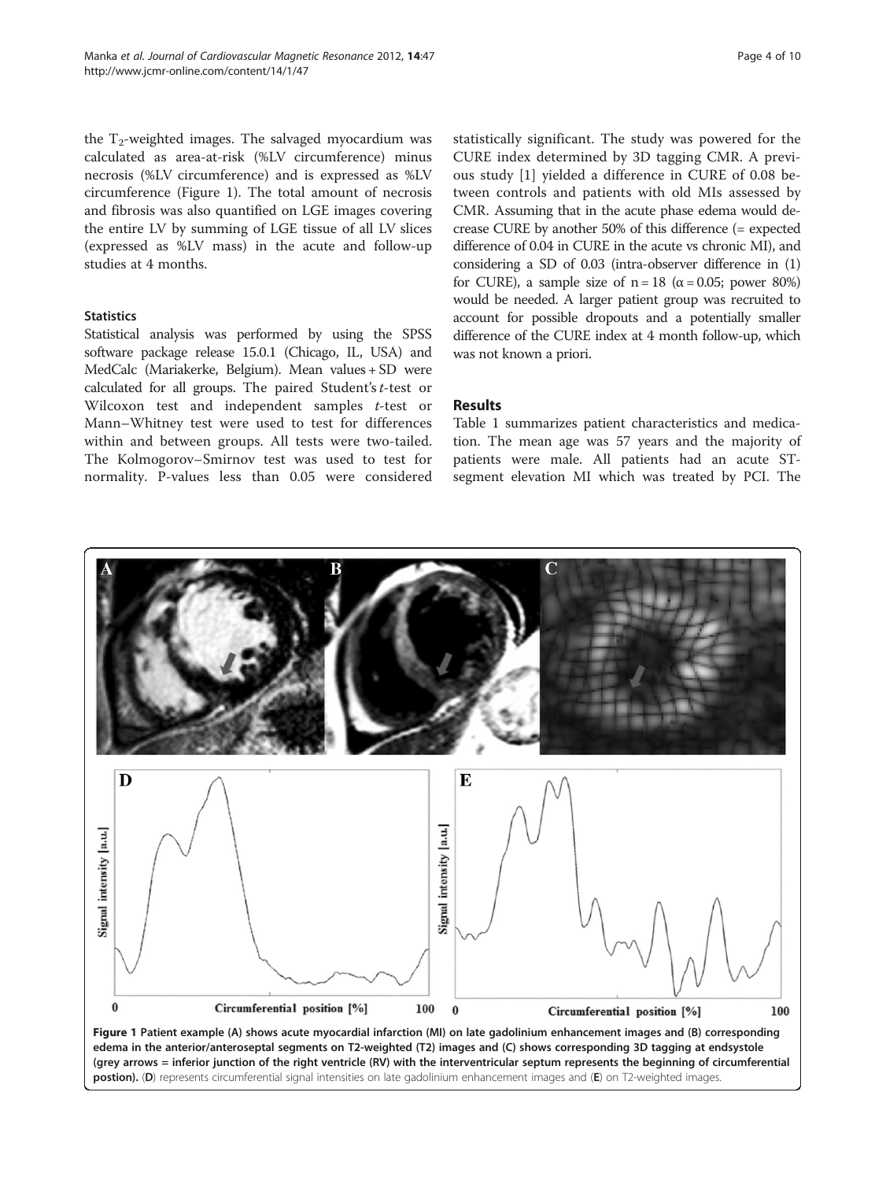the $T_2$-weighted images. The salvaged myocardium was calculated as area-at-risk (%LV circumference) minus necrosis (%LV circumference) and is expressed as %LV circumference (Figure 1). The total amount of necrosis and fibrosis was also quantified on LGE images covering the entire LV by summing of LGE tissue of all LV slices (expressed as %LV mass) in the acute and follow-up studies at 4 months.

### Statistics

Statistical analysis was performed by using the SPSS software package release 15.0.1 (Chicago, IL, USA) and MedCalc (Mariakerke, Belgium). Mean values + SD were calculated for all groups. The paired Student's *t*-test or Wilcoxon test and independent samples *t*-test or Mann–Whitney test were used to test for differences within and between groups. All tests were two-tailed. The Kolmogorov–Smirnov test was used to test for normality. P-values less than 0.05 were considered statistically significant. The study was powered for the CURE index determined by 3D tagging CMR. A previous study [1] yielded a difference in CURE of 0.08 between controls and patients with old MIs assessed by CMR. Assuming that in the acute phase edema would decrease CURE by another 50% of this difference (= expected difference of 0.04 in CURE in the acute vs chronic MI), and considering a SD of 0.03 (intra-observer difference in (1) for CURE), a sample size of $n = 18$ ($\alpha = 0.05$; power 80%) would be needed. A larger patient group was recruited to account for possible dropouts and a potentially smaller difference of the CURE index at 4 month follow-up, which was not known a priori.

## Results

Table 1 summarizes patient characteristics and medication. The mean age was 57 years and the majority of patients were male. All patients had an acute ST-segment elevation MI which was treated by PCI. The

**Figure 1 Patient example (A) shows acute myocardial infarction (MI) on late gadolinium enhancement images and (B) corresponding edema in the anterior/anteroseptal segments on T2-weighted (T2) images and (C) shows corresponding 3D tagging at endsystole (grey arrows = inferior junction of the right ventricle (RV) with the interventricular septum represents the beginning of circumferential postion).** (**D**) represents circumferential signal intensities on late gadolinium enhancement images and (**E**) on T2-weighted images.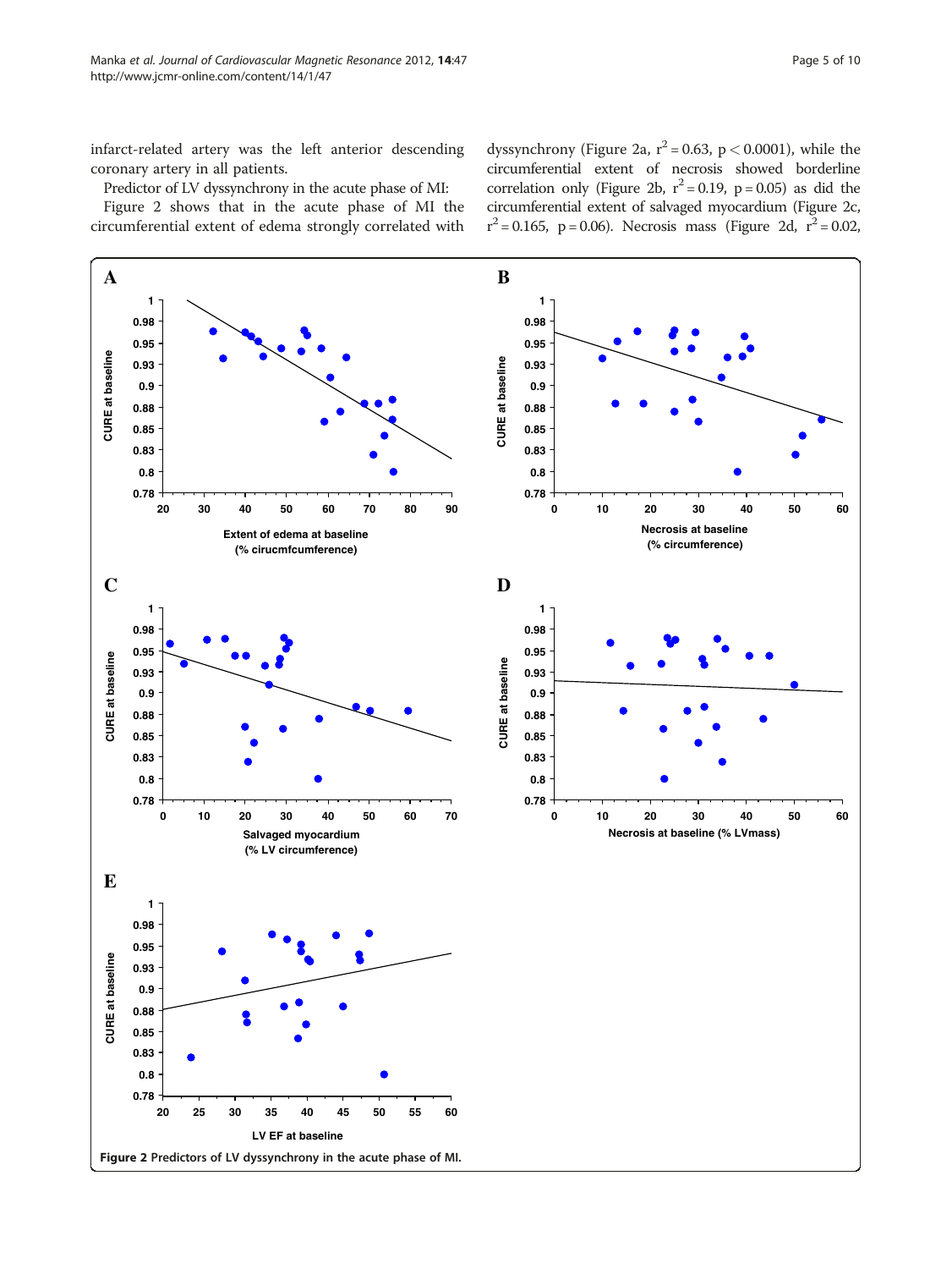infarct-related artery was the left anterior descending coronary artery in all patients.

Predictor of LV dyssynchrony in the acute phase of MI:

Figure 2 shows that in the acute phase of MI the circumferential extent of edema strongly correlated with dyssynchrony (Figure 2a, $r^2 = 0.63$, $p < 0.0001$), while the circumferential extent of necrosis showed borderline correlation only (Figure 2b, $r^2 = 0.19$, $p = 0.05$) as did the circumferential extent of salvaged myocardium (Figure 2c, $r^2 = 0.165$, $p = 0.06$). Necrosis mass (Figure 2d, $r^2 = 0.02$,

**Figure 2** Predictors of LV dyssynchrony in the acute phase of MI.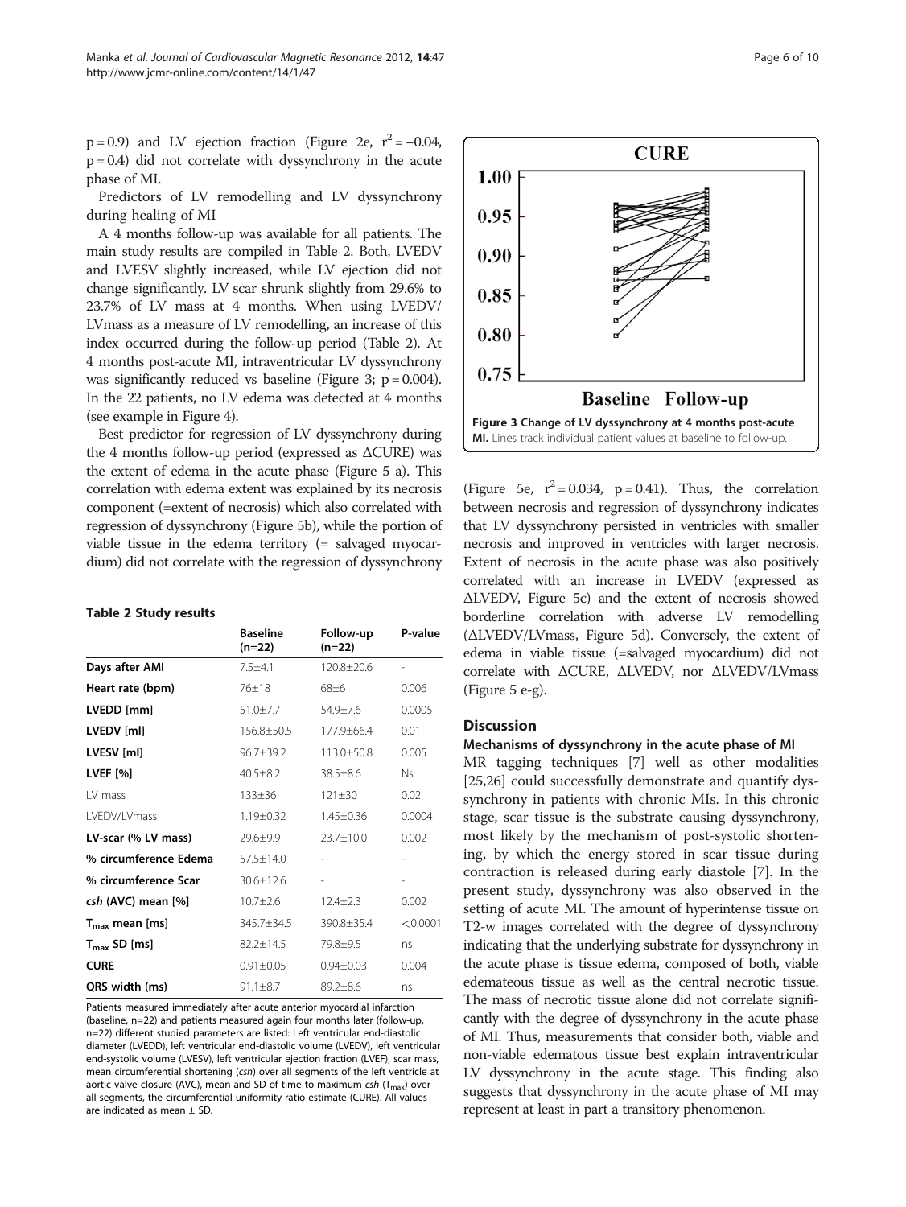p = 0.9) and LV ejection fraction (Figure 2e, $r^2 = -0.04$, p = 0.4) did not correlate with dyssynchrony in the acute phase of MI.

Predictors of LV remodelling and LV dyssynchrony during healing of MI

A 4 months follow-up was available for all patients. The main study results are compiled in Table 2. Both, LVEDV and LVESV slightly increased, while LV ejection did not change significantly. LV scar shrunk slightly from 29.6% to 23.7% of LV mass at 4 months. When using LVEDV/LVmass as a measure of LV remodelling, an increase of this index occurred during the follow-up period (Table 2). At 4 months post-acute MI, intraventricular LV dyssynchrony was significantly reduced vs baseline (Figure 3; p = 0.004). In the 22 patients, no LV edema was detected at 4 months (see example in Figure 4).

Best predictor for regression of LV dyssynchrony during the 4 months follow-up period (expressed as ΔCURE) was the extent of edema in the acute phase (Figure 5 a). This correlation with edema extent was explained by its necrosis component (=extent of necrosis) which also correlated with regression of dyssynchrony (Figure 5b), while the portion of viable tissue in the edema territory (= salvaged myocardium) did not correlate with the regression of dyssynchrony

**Table 2 Study results**

| | Baseline (n=22) | Follow-up (n=22) | P-value |
|---|---|---|---|
| **Days after AMI** | 7.5±4.1 | 120.8±20.6 | - |
| **Heart rate (bpm)** | 76±18 | 68±6 | 0.006 |
| **LVEDD [mm]** | 51.0±7.7 | 54.9±7.6 | 0.0005 |
| **LVEDV [ml]** | 156.8±50.5 | 177.9±66.4 | 0.01 |
| **LVESV [ml]** | 96.7±39.2 | 113.0±50.8 | 0.005 |
| **LVEF [%]** | 40.5±8.2 | 38.5±8.6 | Ns |
| LV mass | 133±36 | 121±30 | 0.02 |
| LVEDV/LVmass | 1.19±0.32 | 1.45±0.36 | 0.0004 |
| **LV-scar (% LV mass)** | 29.6±9.9 | 23.7±10.0 | 0.002 |
| **% circumference Edema** | 57.5±14.0 | - | - |
| **% circumference Scar** | 30.6±12.6 | - | - |
| ***csh* (AVC) mean [%]** | 10.7±2.6 | 12.4±2.3 | 0.002 |
| **$T_{max}$ mean [ms]** | 345.7±34.5 | 390.8±35.4 | <0.0001 |
| **$T_{max}$ SD [ms]** | 82.2±14.5 | 79.8±9.5 | ns |
| **CURE** | 0.91±0.05 | 0.94±0.03 | 0.004 |
| **QRS width (ms)** | 91.1±8.7 | 89.2±8.6 | ns |

Patients measured immediately after acute anterior myocardial infarction (baseline, n=22) and patients measured again four months later (follow-up, n=22) different studied parameters are listed: Left ventricular end-diastolic diameter (LVEDD), left ventricular end-diastolic volume (LVEDV), left ventricular end-systolic volume (LVESV), left ventricular ejection fraction (LVEF), scar mass, mean circumferential shortening (*csh*) over all segments of the left ventricle at aortic valve closure (AVC), mean and SD of time to maximum *csh* ($T_{max}$) over all segments, the circumferential uniformity ratio estimate (CURE). All values are indicated as mean ± SD.

**Figure 3 Change of LV dyssynchrony at 4 months post-acute MI.** Lines track individual patient values at baseline to follow-up.

(Figure 5e, $r^2 = 0.034$, p = 0.41). Thus, the correlation between necrosis and regression of dyssynchrony indicates that LV dyssynchrony persisted in ventricles with smaller necrosis and improved in ventricles with larger necrosis. Extent of necrosis in the acute phase was also positively correlated with an increase in LVEDV (expressed as ΔLVEDV, Figure 5c) and the extent of necrosis showed borderline correlation with adverse LV remodelling (ΔLVEDV/LVmass, Figure 5d). Conversely, the extent of edema in viable tissue (=salvaged myocardium) did not correlate with ΔCURE, ΔLVEDV, nor ΔLVEDV/LVmass (Figure 5 e-g).

## Discussion

### Mechanisms of dyssynchrony in the acute phase of MI

MR tagging techniques [7] well as other modalities [25,26] could successfully demonstrate and quantify dyssynchrony in patients with chronic MIs. In this chronic stage, scar tissue is the substrate causing dyssynchrony, most likely by the mechanism of post-systolic shortening, by which the energy stored in scar tissue during contraction is released during early diastole [7]. In the present study, dyssynchrony was also observed in the setting of acute MI. The amount of hyperintense tissue on T2-w images correlated with the degree of dyssynchrony indicating that the underlying substrate for dyssynchrony in the acute phase is tissue edema, composed of both, viable edematous tissue as well as the central necrotic tissue. The mass of necrotic tissue alone did not correlate significantly with the degree of dyssynchrony in the acute phase of MI. Thus, measurements that consider both, viable and non-viable edematous tissue best explain intraventricular LV dyssynchrony in the acute stage. This finding also suggests that dyssynchrony in the acute phase of MI may represent at least in part a transitory phenomenon.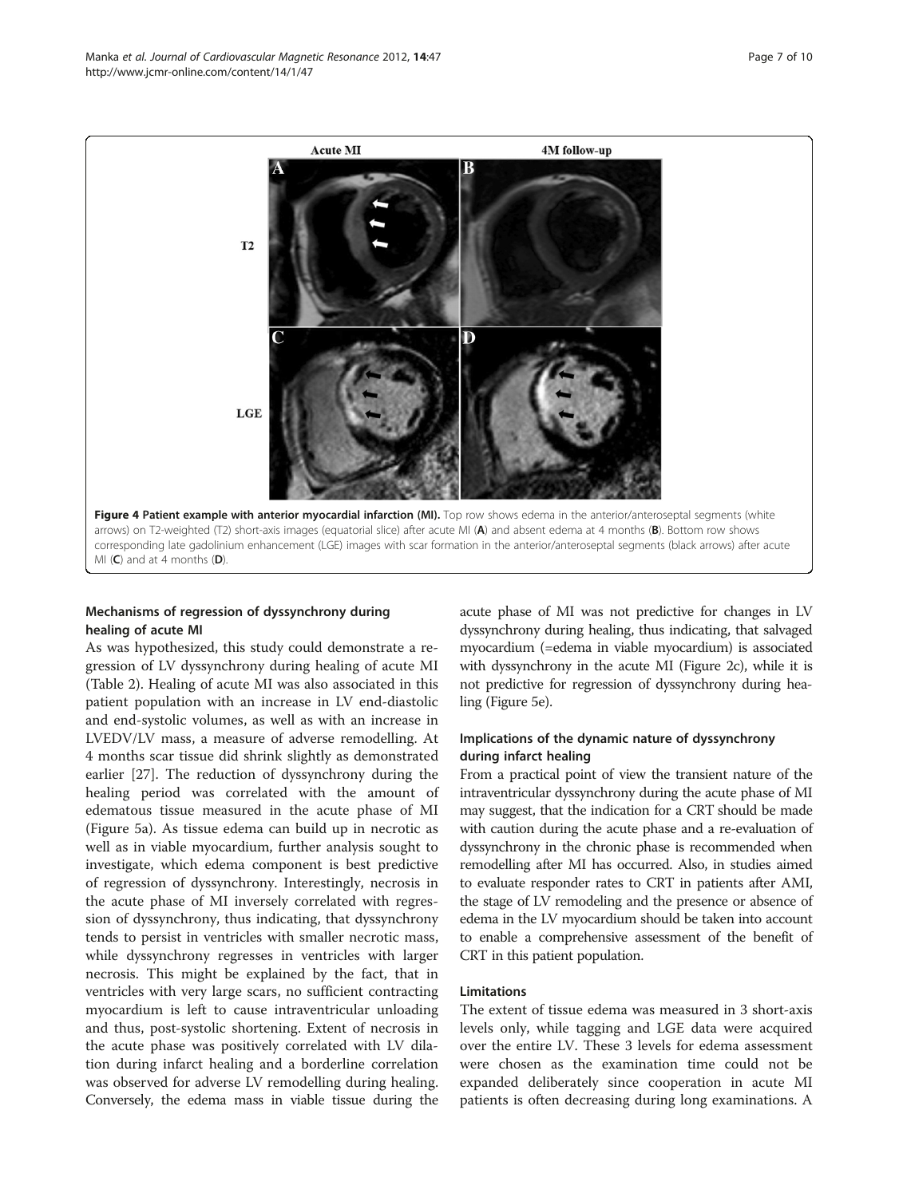Acute MI

4M follow-up

A

B

T2

C

D

LGE

**Figure 4 Patient example with anterior myocardial infarction (MI).** Top row shows edema in the anterior/anteroseptal segments (white arrows) on T2-weighted (T2) short-axis images (equatorial slice) after acute MI (**A**) and absent edema at 4 months (**B**). Bottom row shows corresponding late gadolinium enhancement (LGE) images with scar formation in the anterior/anteroseptal segments (black arrows) after acute MI (**C**) and at 4 months (**D**).

### Mechanisms of regression of dyssynchrony during healing of acute MI

As was hypothesized, this study could demonstrate a regression of LV dyssynchrony during healing of acute MI (Table 2). Healing of acute MI was also associated in this patient population with an increase in LV end-diastolic and end-systolic volumes, as well as with an increase in LVEDV/LV mass, a measure of adverse remodelling. At 4 months scar tissue did shrink slightly as demonstrated earlier [27]. The reduction of dyssynchrony during the healing period was correlated with the amount of edematous tissue measured in the acute phase of MI (Figure 5a). As tissue edema can build up in necrotic as well as in viable myocardium, further analysis sought to investigate, which edema component is best predictive of regression of dyssynchrony. Interestingly, necrosis in the acute phase of MI inversely correlated with regression of dyssynchrony, thus indicating, that dyssynchrony tends to persist in ventricles with smaller necrotic mass, while dyssynchrony regresses in ventricles with larger necrosis. This might be explained by the fact, that in ventricles with very large scars, no sufficient contracting myocardium is left to cause intraventricular unloading and thus, post-systolic shortening. Extent of necrosis in the acute phase was positively correlated with LV dilation during infarct healing and a borderline correlation was observed for adverse LV remodelling during healing. Conversely, the edema mass in viable tissue during the acute phase of MI was not predictive for changes in LV dyssynchrony during healing, thus indicating, that salvaged myocardium (=edema in viable myocardium) is associated with dyssynchrony in the acute MI (Figure 2c), while it is not predictive for regression of dyssynchrony during healing (Figure 5e).

### Implications of the dynamic nature of dyssynchrony during infarct healing

From a practical point of view the transient nature of the intraventricular dyssynchrony during the acute phase of MI may suggest, that the indication for a CRT should be made with caution during the acute phase and a re-evaluation of dyssynchrony in the chronic phase is recommended when remodelling after MI has occurred. Also, in studies aimed to evaluate responder rates to CRT in patients after AMI, the stage of LV remodeling and the presence or absence of edema in the LV myocardium should be taken into account to enable a comprehensive assessment of the benefit of CRT in this patient population.

### Limitations

The extent of tissue edema was measured in 3 short-axis levels only, while tagging and LGE data were acquired over the entire LV. These 3 levels for edema assessment were chosen as the examination time could not be expanded deliberately since cooperation in acute MI patients is often decreasing during long examinations. A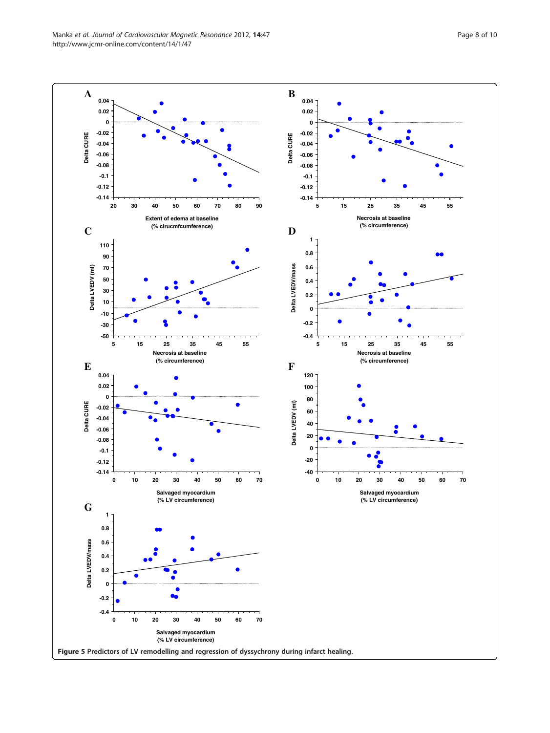**Figure 5** Predictors of LV remodelling and regression of dyssychrony during infarct healing.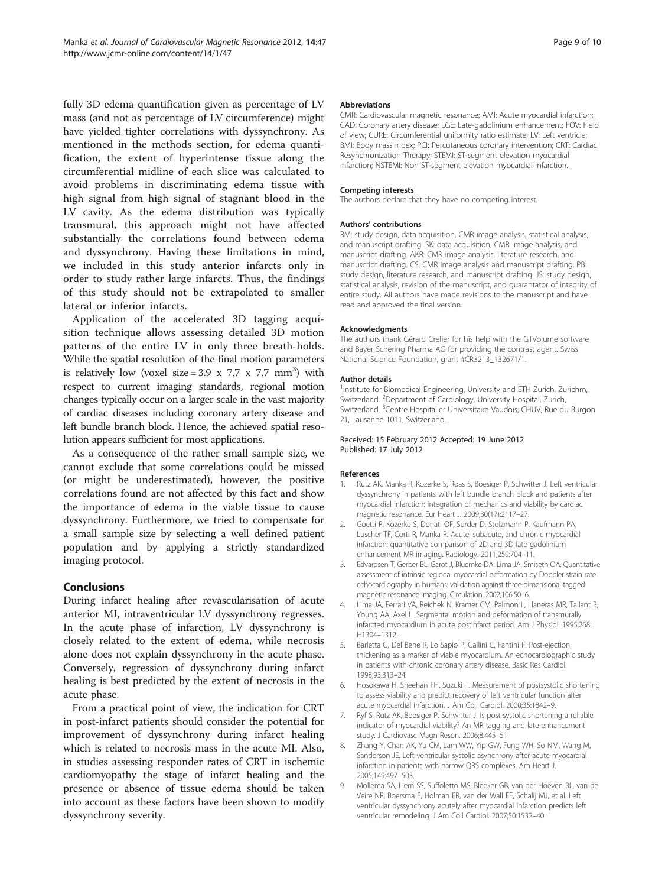fully 3D edema quantification given as percentage of LV mass (and not as percentage of LV circumference) might have yielded tighter correlations with dyssynchrony. As mentioned in the methods section, for edema quantification, the extent of hyperintense tissue along the circumferential midline of each slice was calculated to avoid problems in discriminating edema tissue with high signal from high signal of stagnant blood in the LV cavity. As the edema distribution was typically transmural, this approach might not have affected substantially the correlations found between edema and dyssynchrony. Having these limitations in mind, we included in this study anterior infarcts only in order to study rather large infarcts. Thus, the findings of this study should not be extrapolated to smaller lateral or inferior infarcts.

Application of the accelerated 3D tagging acquisition technique allows assessing detailed 3D motion patterns of the entire LV in only three breath-holds. While the spatial resolution of the final motion parameters is relatively low (voxel size = 3.9 x 7.7 x 7.7 $mm^3$) with respect to current imaging standards, regional motion changes typically occur on a larger scale in the vast majority of cardiac diseases including coronary artery disease and left bundle branch block. Hence, the achieved spatial resolution appears sufficient for most applications.

As a consequence of the rather small sample size, we cannot exclude that some correlations could be missed (or might be underestimated), however, the positive correlations found are not affected by this fact and show the importance of edema in the viable tissue to cause dyssynchrony. Furthermore, we tried to compensate for a small sample size by selecting a well defined patient population and by applying a strictly standardized imaging protocol.

## Conclusions

During infarct healing after revascularisation of acute anterior MI, intraventricular LV dyssynchrony regresses. In the acute phase of infarction, LV dyssynchrony is closely related to the extent of edema, while necrosis alone does not explain dyssynchrony in the acute phase. Conversely, regression of dyssynchrony during infarct healing is best predicted by the extent of necrosis in the acute phase.

From a practical point of view, the indication for CRT in post-infarct patients should consider the potential for improvement of dyssynchrony during infarct healing which is related to necrosis mass in the acute MI. Also, in studies assessing responder rates of CRT in ischemic cardiomyopathy the stage of infarct healing and the presence or absence of tissue edema should be taken into account as these factors have been shown to modify dyssynchrony severity.

#### Abbreviations

CMR: Cardiovascular magnetic resonance; AMI: Acute myocardial infarction; CAD: Coronary artery disease; LGE: Late-gadolinium enhancement; FOV: Field of view; CURE: Circumferential uniformity ratio estimate; LV: Left ventricle; BMI: Body mass index; PCI: Percutaneous coronary intervention; CRT: Cardiac Resynchronization Therapy; STEMI: ST-segment elevation myocardial infarction; NSTEMI: Non ST-segment elevation myocardial infarction.

#### Competing interests

The authors declare that they have no competing interest.

#### Authors' contributions

RM: study design, data acquisition, CMR image analysis, statistical analysis, and manuscript drafting. SK: data acquisition, CMR image analysis, and manuscript drafting. AKR: CMR image analysis, literature research, and manuscript drafting. CS: CMR image analysis and manuscript drafting. PB: study design, literature research, and manuscript drafting. JS: study design, statistical analysis, revision of the manuscript, and guarantator of integrity of entire study. All authors have made revisions to the manuscript and have read and approved the final version.

#### Acknowledgments

The authors thank Gérard Crelier for his help with the GTVolume software and Bayer Schering Pharma AG for providing the contrast agent. Swiss National Science Foundation, grant #CR3213_132671/1.

#### Author details

[1]Institute for Biomedical Engineering, University and ETH Zurich, Zurichm, Switzerland. [2]Department of Cardiology, University Hospital, Zurich, Switzerland. [3]Centre Hospitalier Universitaire Vaudois, CHUV, Rue du Burgon 21, Lausanne 1011, Switzerland.

Received: 15 February 2012 Accepted: 19 June 2012
Published: 17 July 2012

#### References

1. Rutz AK, Manka R, Kozerke S, Roas S, Boesiger P, Schwitter J. Left ventricular dyssynchrony in patients with left bundle branch block and patients after myocardial infarction: integration of mechanics and viability by cardiac magnetic resonance. Eur Heart J. 2009;30(17):2117–27.
2. Goetti R, Kozerke S, Donati OF, Surder D, Stolzmann P, Kaufmann PA, Luscher TF, Corti R, Manka R. Acute, subacute, and chronic myocardial infarction: quantitative comparison of 2D and 3D late gadolinium enhancement MR imaging. Radiology. 2011;259:704–11.
3. Edvardsen T, Gerber BL, Garot J, Bluemke DA, Lima JA, Smiseth OA. Quantitative assessment of intrinsic regional myocardial deformation by Doppler strain rate echocardiography in humans: validation against three-dimensional tagged magnetic resonance imaging. Circulation. 2002;106:50–6.
4. Lima JA, Ferrari VA, Reichek N, Kramer CM, Palmon L, Llaneras MR, Tallant B, Young AA, Axel L. Segmental motion and deformation of transmurally infarcted myocardium in acute postinfarct period. Am J Physiol. 1995;268: H1304–1312.
5. Barletta G, Del Bene R, Lo Sapio P, Gallini C, Fantini F. Post-ejection thickening as a marker of viable myocardium. An echocardiographic study in patients with chronic coronary artery disease. Basic Res Cardiol. 1998;93:313–24.
6. Hosokawa H, Sheehan FH, Suzuki T. Measurement of postsystolic shortening to assess viability and predict recovery of left ventricular function after acute myocardial infarction. J Am Coll Cardiol. 2000;35:1842–9.
7. Ryf S, Rutz AK, Boesiger P, Schwitter J. Is post-systolic shortening a reliable indicator of myocardial viability? An MR tagging and late-enhancement study. J Cardiovasc Magn Reson. 2006;8:445–51.
8. Zhang Y, Chan AK, Yu CM, Lam WW, Yip GW, Fung WH, So NM, Wang M, Sanderson JE. Left ventricular systolic asynchrony after acute myocardial infarction in patients with narrow QRS complexes. Am Heart J. 2005;149:497–503.
9. Mollema SA, Liem SS, Suffoletto MS, Bleeker GB, van der Hoeven BL, van de Veire NR, Boersma E, Holman ER, van der Wall EE, Schalij MJ, et al. Left ventricular dyssynchrony acutely after myocardial infarction predicts left ventricular remodeling. J Am Coll Cardiol. 2007;50:1532–40.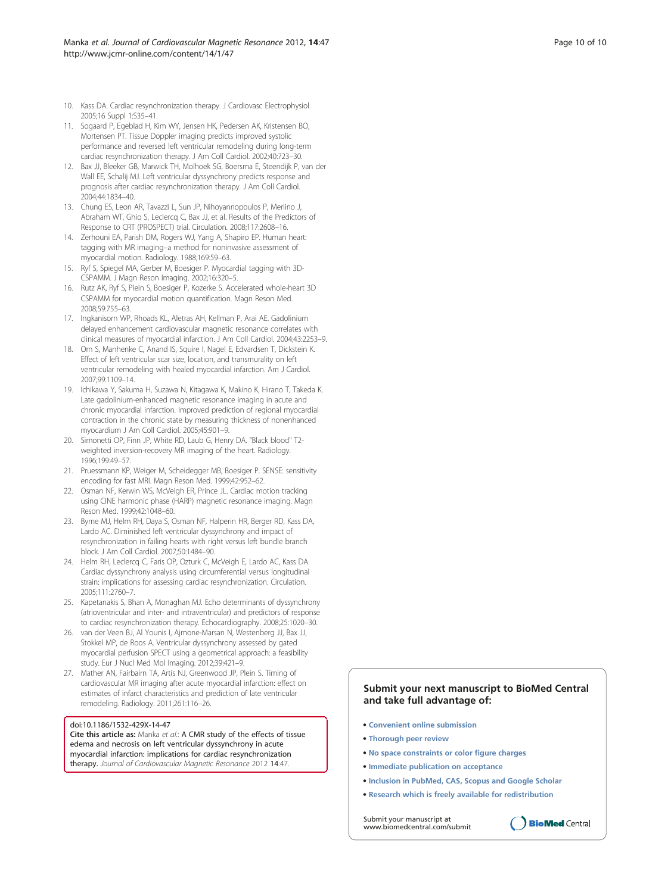10. Kass DA. Cardiac resynchronization therapy. J Cardiovasc Electrophysiol. 2005;16 Suppl 1:S35–41.
11. Sogaard P, Egeblad H, Kim WY, Jensen HK, Pedersen AK, Kristensen BO, Mortensen PT. Tissue Doppler imaging predicts improved systolic performance and reversed left ventricular remodeling during long-term cardiac resynchronization therapy. J Am Coll Cardiol. 2002;40:723–30.
12. Bax JJ, Bleeker GB, Marwick TH, Molhoek SG, Boersma E, Steendijk P, van der Wall EE, Schalij MJ. Left ventricular dyssynchrony predicts response and prognosis after cardiac resynchronization therapy. J Am Coll Cardiol. 2004;44:1834–40.
13. Chung ES, Leon AR, Tavazzi L, Sun JP, Nihoyannopoulos P, Merlino J, Abraham WT, Ghio S, Leclercq C, Bax JJ, et al. Results of the Predictors of Response to CRT (PROSPECT) trial. Circulation. 2008;117:2608–16.
14. Zerhouni EA, Parish DM, Rogers WJ, Yang A, Shapiro EP. Human heart: tagging with MR imaging–a method for noninvasive assessment of myocardial motion. Radiology. 1988;169:59–63.
15. Ryf S, Spiegel MA, Gerber M, Boesiger P. Myocardial tagging with 3D-CSPAMM. J Magn Reson Imaging. 2002;16:320–5.
16. Rutz AK, Ryf S, Plein S, Boesiger P, Kozerke S. Accelerated whole-heart 3D CSPAMM for myocardial motion quantification. Magn Reson Med. 2008;59:755–63.
17. Ingkanisorn WP, Rhoads KL, Aletras AH, Kellman P, Arai AE. Gadolinium delayed enhancement cardiovascular magnetic resonance correlates with clinical measures of myocardial infarction. J Am Coll Cardiol. 2004;43:2253–9.
18. Orn S, Manhenke C, Anand IS, Squire I, Nagel E, Edvardsen T, Dickstein K. Effect of left ventricular scar size, location, and transmurality on left ventricular remodeling with healed myocardial infarction. Am J Cardiol. 2007;99:1109–14.
19. Ichikawa Y, Sakuma H, Suzawa N, Kitagawa K, Makino K, Hirano T, Takeda K. Late gadolinium-enhanced magnetic resonance imaging in acute and chronic myocardial infarction. Improved prediction of regional myocardial contraction in the chronic state by measuring thickness of nonenhanced myocardium J Am Coll Cardiol. 2005;45:901–9.
20. Simonetti OP, Finn JP, White RD, Laub G, Henry DA. "Black blood" T2-weighted inversion-recovery MR imaging of the heart. Radiology. 1996;199:49–57.
21. Pruessmann KP, Weiger M, Scheidegger MB, Boesiger P. SENSE: sensitivity encoding for fast MRI. Magn Reson Med. 1999;42:952–62.
22. Osman NF, Kerwin WS, McVeigh ER, Prince JL. Cardiac motion tracking using CINE harmonic phase (HARP) magnetic resonance imaging. Magn Reson Med. 1999;42:1048–60.
23. Byrne MJ, Helm RH, Daya S, Osman NF, Halperin HR, Berger RD, Kass DA, Lardo AC. Diminished left ventricular dyssynchrony and impact of resynchronization in failing hearts with right versus left bundle branch block. J Am Coll Cardiol. 2007;50:1484–90.
24. Helm RH, Leclercq C, Faris OP, Ozturk C, McVeigh E, Lardo AC, Kass DA. Cardiac dyssynchrony analysis using circumferential versus longitudinal strain: implications for assessing cardiac resynchronization. Circulation. 2005;111:2760–7.
25. Kapetanakis S, Bhan A, Monaghan MJ. Echo determinants of dyssynchrony (atrioventricular and inter- and intraventricular) and predictors of response to cardiac resynchronization therapy. Echocardiography. 2008;25:1020–30.
26. van der Veen BJ, Al Younis I, Ajmone-Marsan N, Westenberg JJ, Bax JJ, Stokkel MP, de Roos A. Ventricular dyssynchrony assessed by gated myocardial perfusion SPECT using a geometrical approach: a feasibility study. Eur J Nucl Med Mol Imaging. 2012;39:421–9.
27. Mather AN, Fairbairn TA, Artis NJ, Greenwood JP, Plein S. Timing of cardiovascular MR imaging after acute myocardial infarction: effect on estimates of infarct characteristics and prediction of late ventricular remodeling. Radiology. 2011;261:116–26.

doi:10.1186/1532-429X-14-47

**Cite this article as:** Manka *et al.*: A CMR study of the effects of tissue edema and necrosis on left ventricular dyssynchrony in acute myocardial infarction: implications for cardiac resynchronization therapy. *Journal of Cardiovascular Magnetic Resonance* 2012 **14**:47.

**Submit your next manuscript to BioMed Central and take full advantage of:**

- **Convenient online submission**
- **Thorough peer review**
- **No space constraints or color figure charges**
- **Immediate publication on acceptance**
- **Inclusion in PubMed, CAS, Scopus and Google Scholar**
- **Research which is freely available for redistribution**

Submit your manuscript at www.biomedcentral.com/submit

BioMed Central